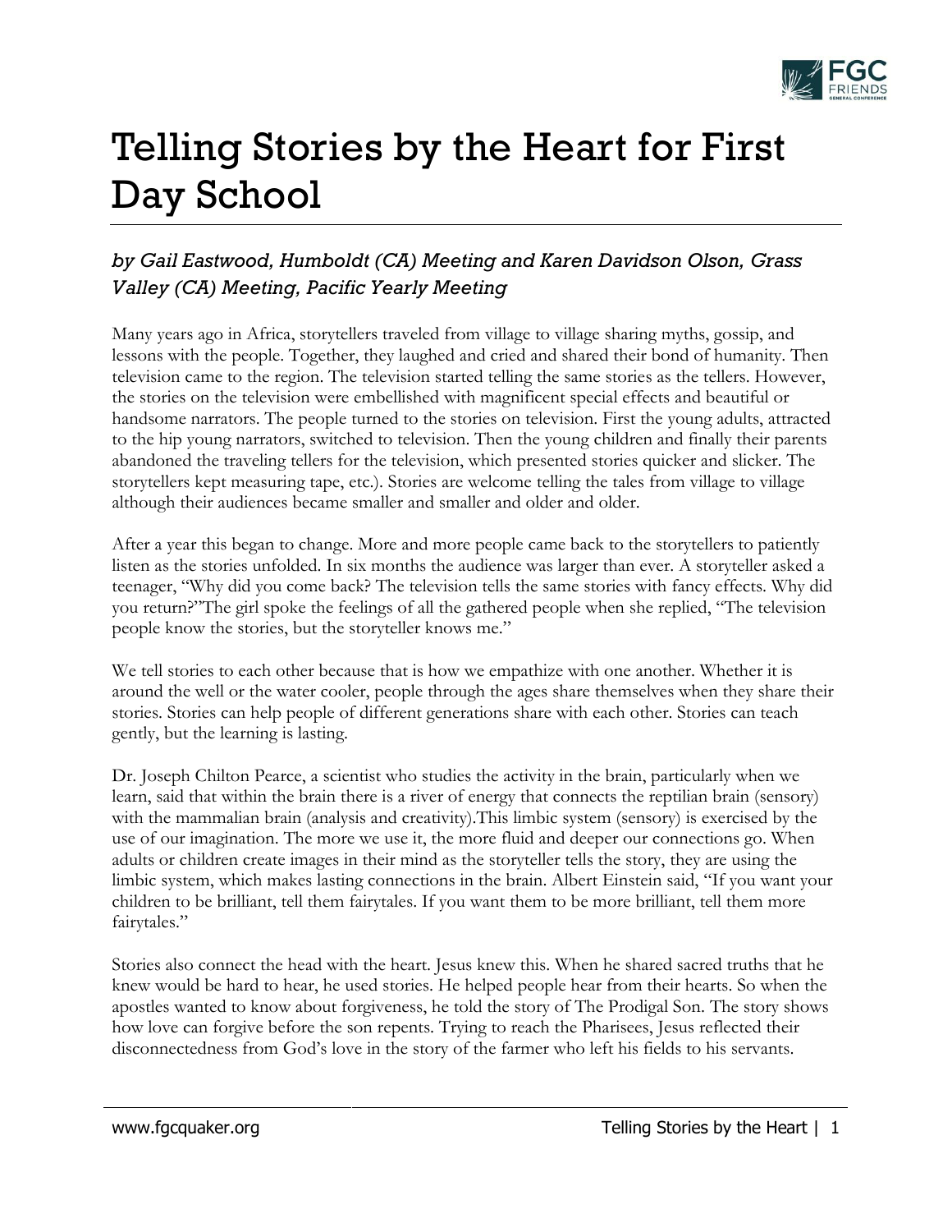# Telling Stories by the Heart for First Day School

*by Gail Eastwood, Humboldt (CA) Meeting and Karen Davidson Olson, Grass Valley (CA) Meeting, Pacific Yearly Meeting*

Many years ago in Africa, storytellers traveled from village to village sharing myths, gossip, and lessons with the people. Together, they laughed and cried and shared their bond of humanity. Then television came to the region. The television started telling the same stories as the tellers. However, the stories on the television were embellished with magnificent special effects and beautiful or handsome narrators. The people turned to the stories on television. First the young adults, attracted to the hip young narrators, switched to television. Then the young children and finally their parents abandoned the traveling tellers for the television, which presented stories quicker and slicker. The storytellers kept measuring tape, etc.). Stories are welcome telling the tales from village to village although their audiences became smaller and smaller and older and older.

After a year this began to change. More and more people came back to the storytellers to patiently listen as the stories unfolded. In six months the audience was larger than ever. A storyteller asked a teenager, "Why did you come back? The television tells the same stories with fancy effects. Why did you return?"The girl spoke the feelings of all the gathered people when she replied, "The television people know the stories, but the storyteller knows me."

We tell stories to each other because that is how we empathize with one another. Whether it is around the well or the water cooler, people through the ages share themselves when they share their stories. Stories can help people of different generations share with each other. Stories can teach gently, but the learning is lasting.

Dr. Joseph Chilton Pearce, a scientist who studies the activity in the brain, particularly when we learn, said that within the brain there is a river of energy that connects the reptilian brain (sensory) with the mammalian brain (analysis and creativity).This limbic system (sensory) is exercised by the use of our imagination. The more we use it, the more fluid and deeper our connections go. When adults or children create images in their mind as the storyteller tells the story, they are using the limbic system, which makes lasting connections in the brain. Albert Einstein said, "If you want your children to be brilliant, tell them fairytales. If you want them to be more brilliant, tell them more fairytales."

Stories also connect the head with the heart. Jesus knew this. When he shared sacred truths that he knew would be hard to hear, he used stories. He helped people hear from their hearts. So when the apostles wanted to know about forgiveness, he told the story of The Prodigal Son. The story shows how love can forgive before the son repents. Trying to reach the Pharisees, Jesus reflected their disconnectedness from God's love in the story of the farmer who left his fields to his servants.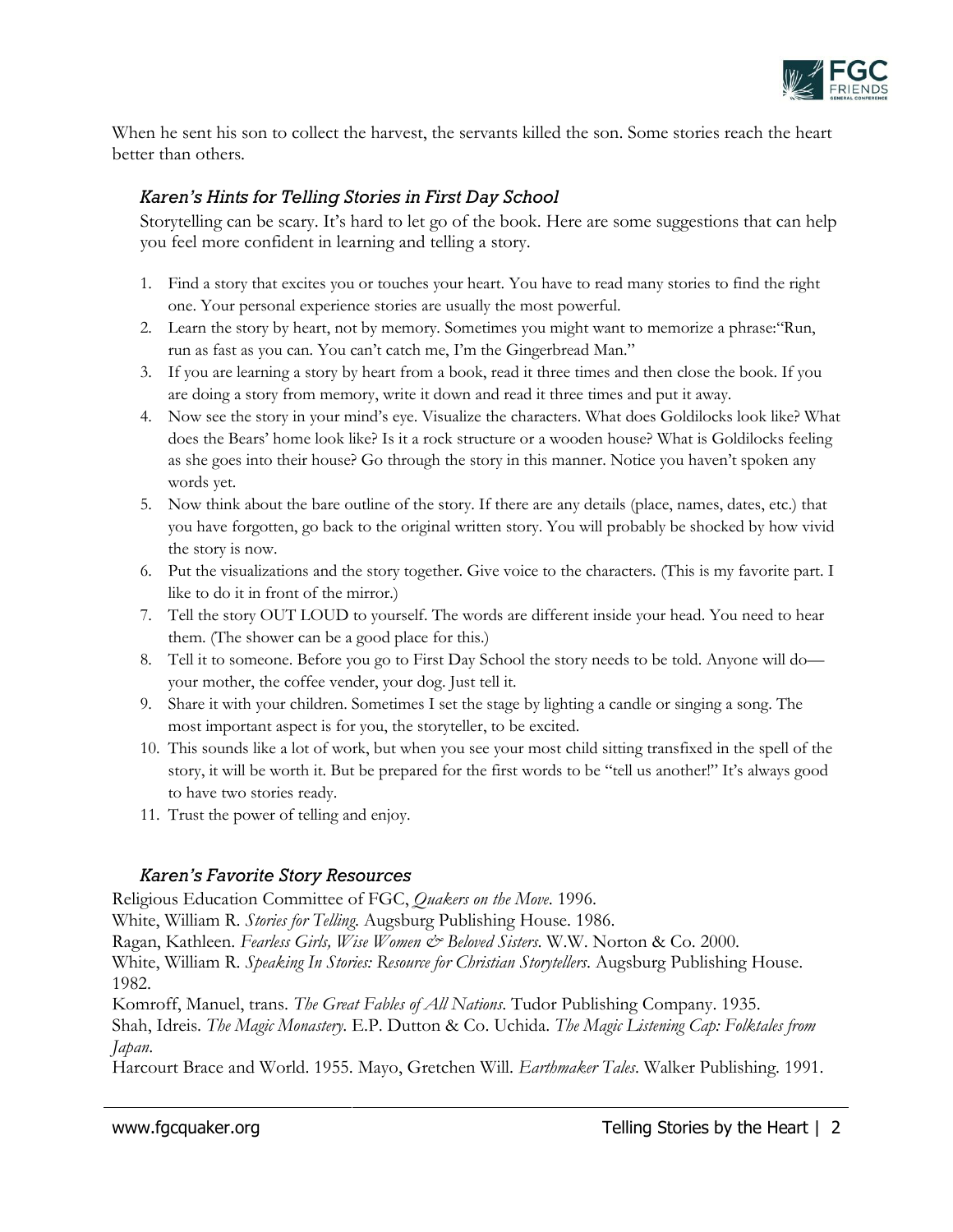When he sent his son to collect the harvest, the servants killed the son. Some stories reach the heart better than others.

### *Karen's Hints for Telling Stories in First Day School*

Storytelling can be scary. It's hard to let go of the book. Here are some suggestions that can help you feel more confident in learning and telling a story.

1. Find a story that excites you or touches your heart. You have to read many stories to find the right one. Your personal experience stories are usually the most powerful.
2. Learn the story by heart, not by memory. Sometimes you might want to memorize a phrase:"Run, run as fast as you can. You can't catch me, I'm the Gingerbread Man."
3. If you are learning a story by heart from a book, read it three times and then close the book. If you are doing a story from memory, write it down and read it three times and put it away.
4. Now see the story in your mind's eye. Visualize the characters. What does Goldilocks look like? What does the Bears' home look like? Is it a rock structure or a wooden house? What is Goldilocks feeling as she goes into their house? Go through the story in this manner. Notice you haven't spoken any words yet.
5. Now think about the bare outline of the story. If there are any details (place, names, dates, etc.) that you have forgotten, go back to the original written story. You will probably be shocked by how vivid the story is now.
6. Put the visualizations and the story together. Give voice to the characters. (This is my favorite part. I like to do it in front of the mirror.)
7. Tell the story OUT LOUD to yourself. The words are different inside your head. You need to hear them. (The shower can be a good place for this.)
8. Tell it to someone. Before you go to First Day School the story needs to be told. Anyone will do—your mother, the coffee vender, your dog. Just tell it.
9. Share it with your children. Sometimes I set the stage by lighting a candle or singing a song. The most important aspect is for you, the storyteller, to be excited.
10. This sounds like a lot of work, but when you see your most child sitting transfixed in the spell of the story, it will be worth it. But be prepared for the first words to be "tell us another!" It's always good to have two stories ready.
11. Trust the power of telling and enjoy.

### *Karen's Favorite Story Resources*

Religious Education Committee of FGC, *Quakers on the Move*. 1996.
White, William R. *Stories for Telling.* Augsburg Publishing House. 1986.
Ragan, Kathleen. *Fearless Girls, Wise Women & Beloved Sisters*. W.W. Norton & Co. 2000.
White, William R. *Speaking In Stories: Resource for Christian Storytellers*. Augsburg Publishing House. 1982.
Komroff, Manuel, trans. *The Great Fables of All Nations*. Tudor Publishing Company. 1935.
Shah, Idreis. *The Magic Monastery*. E.P. Dutton & Co. Uchida. *The Magic Listening Cap: Folktales from Japan*.
Harcourt Brace and World. 1955. Mayo, Gretchen Will. *Earthmaker Tales*. Walker Publishing. 1991.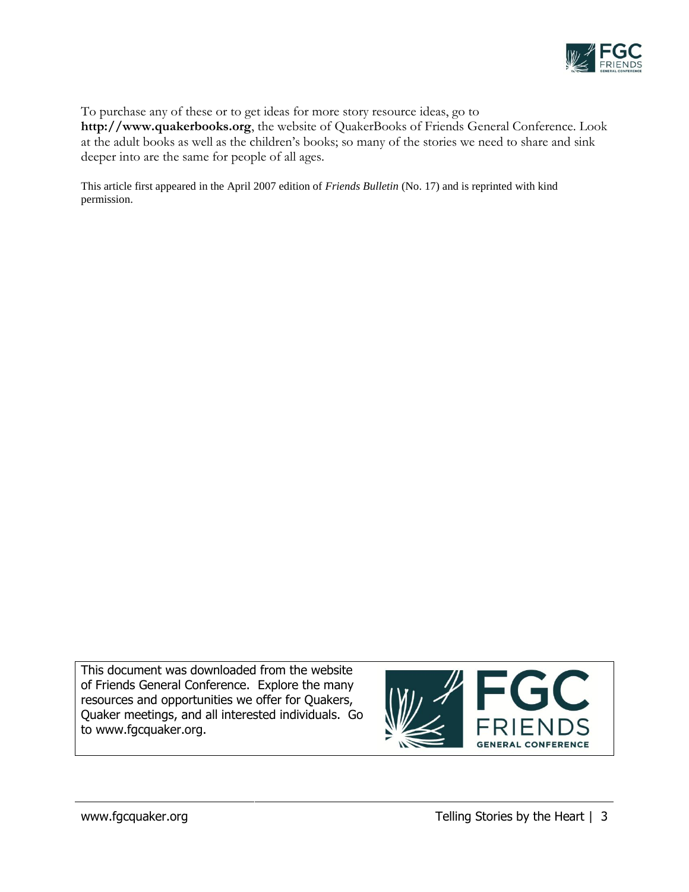To purchase any of these or to get ideas for more story resource ideas, go to **http://www.quakerbooks.org**, the website of QuakerBooks of Friends General Conference. Look at the adult books as well as the children's books; so many of the stories we need to share and sink deeper into are the same for people of all ages.

This article first appeared in the April 2007 edition of *Friends Bulletin* (No. 17) and is reprinted with kind permission.

This document was downloaded from the website of Friends General Conference. Explore the many resources and opportunities we offer for Quakers, Quaker meetings, and all interested individuals. Go to www.fgcquaker.org.